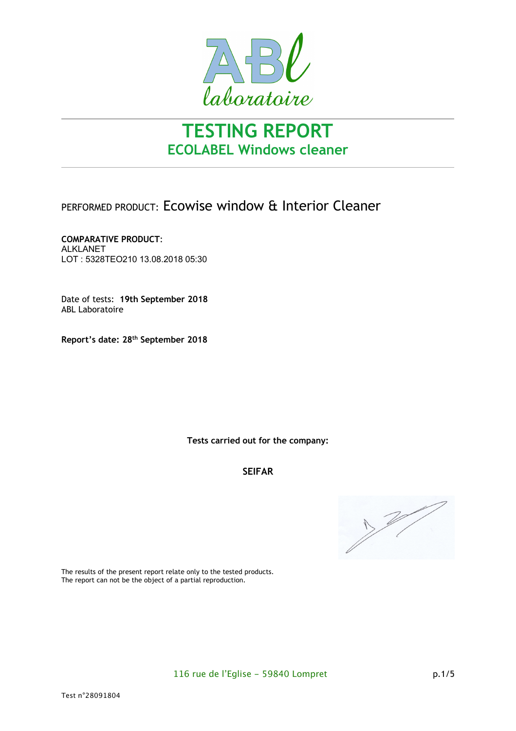# TESTING REPORT

## ECOLABEL Windows cleaner

PERFORMED PRODUCT: Ecowise window & Interior Cleaner

**COMPARATIVE PRODUCT:**
ALKLANET
LOT : 5328TEO210 13.08.2018 05:30

Date of tests: **19th September 2018**
ABL Laboratoire

**Report's date: 28th September 2018**

**Tests carried out for the company:**

**SEIFAR**

The results of the present report relate only to the tested products.
The report can not be the object of a partial reproduction.

116 rue de l'Eglise – 59840 Lompret

Test n°28091804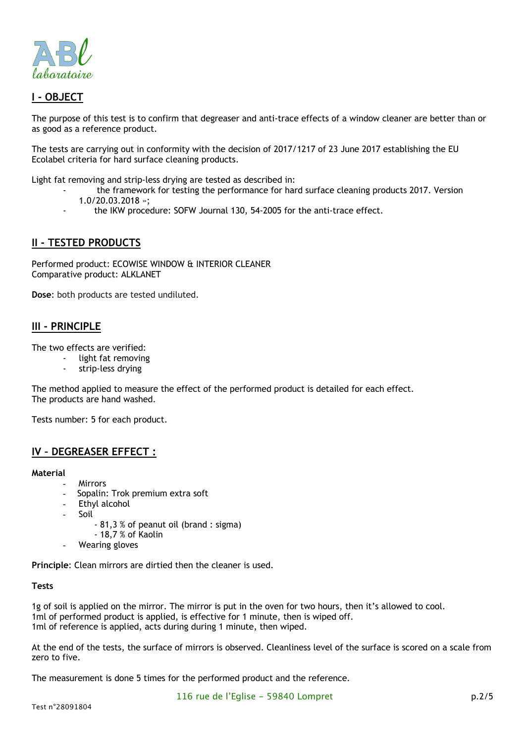## I - OBJECT

The purpose of this test is to confirm that degreaser and anti-trace effects of a window cleaner are better than or as good as a reference product.

The tests are carrying out in conformity with the decision of 2017/1217 of 23 June 2017 establishing the EU Ecolabel criteria for hard surface cleaning products.

Light fat removing and strip-less drying are tested as described in:

- the framework for testing the performance for hard surface cleaning products 2017. Version 1.0/20.03.2018 »;
- the IKW procedure: SOFW Journal 130, 54-2005 for the anti-trace effect.

## II - TESTED PRODUCTS

Performed product: ECOWISE WINDOW & INTERIOR CLEANER
Comparative product: ALKLANET

**Dose**: both products are tested undiluted.

## III - PRINCIPLE

The two effects are verified:

- light fat removing
- strip-less drying

The method applied to measure the effect of the performed product is detailed for each effect.
The products are hand washed.

Tests number: 5 for each product.

## IV – DEGREASER EFFECT :

**Material**

- Mirrors
- Sopalin: Trok premium extra soft
- Ethyl alcohol
- Soil
  - 81,3 % of peanut oil (brand : sigma)
  - 18,7 % of Kaolin
- Wearing gloves

**Principle**: Clean mirrors are dirtied then the cleaner is used.

**Tests**

1g of soil is applied on the mirror. The mirror is put in the oven for two hours, then it's allowed to cool.
1ml of performed product is applied, is effective for 1 minute, then is wiped off.
1ml of reference is applied, acts during during 1 minute, then wiped.

At the end of the tests, the surface of mirrors is observed. Cleanliness level of the surface is scored on a scale from zero to five.

The measurement is done 5 times for the performed product and the reference.

Test n°28091804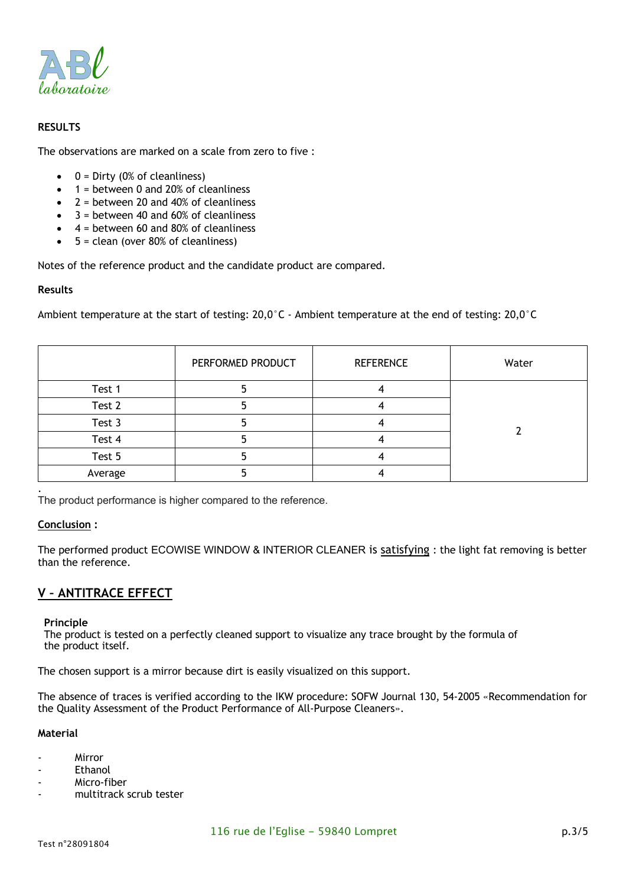**RESULTS**

The observations are marked on a scale from zero to five :

- 0 = Dirty (0% of cleanliness)
- 1 = between 0 and 20% of cleanliness
- 2 = between 20 and 40% of cleanliness
- 3 = between 40 and 60% of cleanliness
- 4 = between 60 and 80% of cleanliness
- 5 = clean (over 80% of cleanliness)

Notes of the reference product and the candidate product are compared.

**Results**

Ambient temperature at the start of testing: 20,0°C - Ambient temperature at the end of testing: 20,0°C

| | PERFORMED PRODUCT | REFERENCE | Water |
|---|---|---|---|
| Test 1 | 5 | 4 | 2 |
| Test 2 | 5 | 4 | |
| Test 3 | 5 | 4 | |
| Test 4 | 5 | 4 | |
| Test 5 | 5 | 4 | |
| Average | 5 | 4 | |

The product performance is higher compared to the reference.

**Conclusion :**

The performed product ECOWISE WINDOW & INTERIOR CLEANER is satisfying : the light fat removing is better than the reference.

## V – ANTITRACE EFFECT

**Principle**
The product is tested on a perfectly cleaned support to visualize any trace brought by the formula of the product itself.

The chosen support is a mirror because dirt is easily visualized on this support.

The absence of traces is verified according to the IKW procedure: SOFW Journal 130, 54-2005 «Recommendation for the Quality Assessment of the Product Performance of All-Purpose Cleaners».

**Material**

- Mirror
- Ethanol
- Micro-fiber
- multitrack scrub tester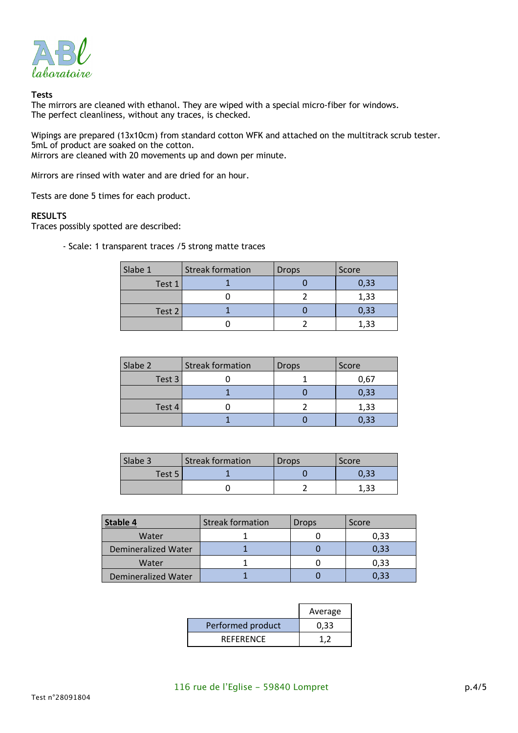ABl laboratoire

**Tests**
The mirrors are cleaned with ethanol. They are wiped with a special micro-fiber for windows.
The perfect cleanliness, without any traces, is checked.

Wipings are prepared (13x10cm) from standard cotton WFK and attached on the multitrack scrub tester.
5mL of product are soaked on the cotton.
Mirrors are cleaned with 20 movements up and down per minute.

Mirrors are rinsed with water and are dried for an hour.

Tests are done 5 times for each product.

**RESULTS**
Traces possibly spotted are described:

- Scale: 1 transparent traces /5 strong matte traces

| Slabe 1 | Streak formation | Drops | Score |
|---|---|---|---|
| Test 1 | 1 | 0 | 0,33 |
| | 0 | 2 | 1,33 |
| Test 2 | 1 | 0 | 0,33 |
| | 0 | 2 | 1,33 |

| Slabe 2 | Streak formation | Drops | Score |
|---|---|---|---|
| Test 3 | 0 | 1 | 0,67 |
| | 1 | 0 | 0,33 |
| Test 4 | 0 | 2 | 1,33 |
| | 1 | 0 | 0,33 |

| Slabe 3 | Streak formation | Drops | Score |
|---|---|---|---|
| Test 5 | 1 | 0 | 0,33 |
| | 0 | 2 | 1,33 |

| **Stable 4** | Streak formation | Drops | Score |
|---|---|---|---|
| Water | 1 | 0 | 0,33 |
| Demineralized Water | 1 | 0 | 0,33 |
| Water | 1 | 0 | 0,33 |
| Demineralized Water | 1 | 0 | 0,33 |

| | Average |
|---|---|
| Performed product | 0,33 |
| REFERENCE | 1,2 |

116 rue de l'Eglise – 59840 Lompret

Test n°28091804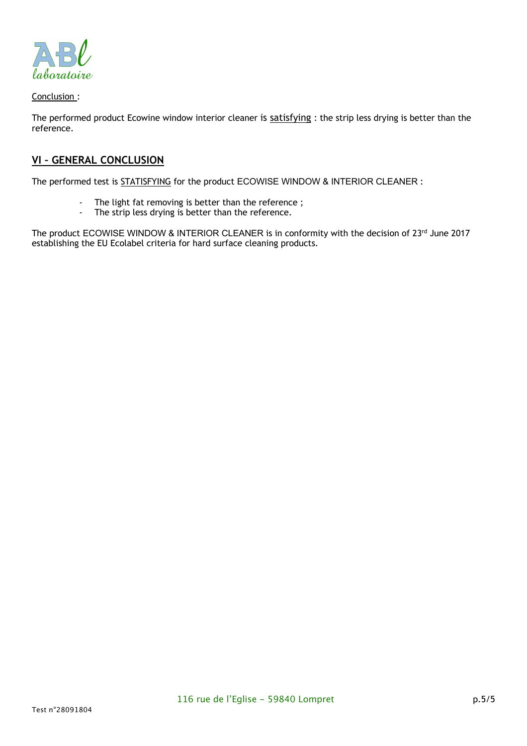Conclusion :

The performed product Ecowine window interior cleaner is satisfying : the strip less drying is better than the reference.

## VI – GENERAL CONCLUSION

The performed test is STATISFYING for the product ECOWISE WINDOW & INTERIOR CLEANER :

- The light fat removing is better than the reference ;
- The strip less drying is better than the reference.

The product ECOWISE WINDOW & INTERIOR CLEANER is in conformity with the decision of 23rd June 2017 establishing the EU Ecolabel criteria for hard surface cleaning products.